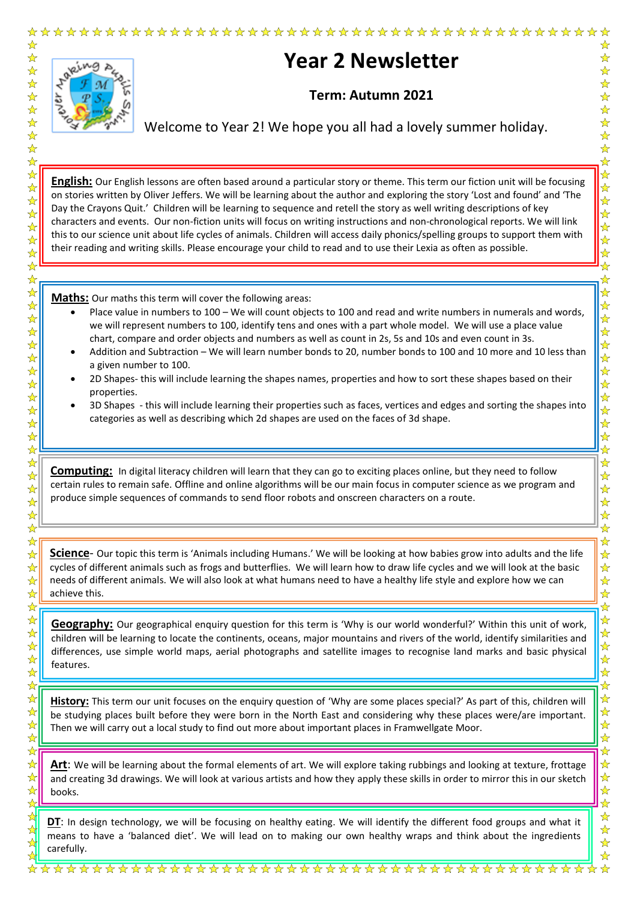# Year 2 Newsletter

**Term: Autumn 2021**

Welcome to Year 2! We hope you all had a lovely summer holiday.

**English:** Our English lessons are often based around a particular story or theme. This term our fiction unit will be focusing on stories written by Oliver Jeffers. We will be learning about the author and exploring the story 'Lost and found' and 'The Day the Crayons Quit.' Children will be learning to sequence and retell the story as well writing descriptions of key characters and events. Our non-fiction units will focus on writing instructions and non-chronological reports. We will link this to our science unit about life cycles of animals. Children will access daily phonics/spelling groups to support them with their reading and writing skills. Please encourage your child to read and to use their Lexia as often as possible.

**Maths:** Our maths this term will cover the following areas:

- Place value in numbers to 100 – We will count objects to 100 and read and write numbers in numerals and words, we will represent numbers to 100, identify tens and ones with a part whole model. We will use a place value chart, compare and order objects and numbers as well as count in 2s, 5s and 10s and even count in 3s.
- Addition and Subtraction – We will learn number bonds to 20, number bonds to 100 and 10 more and 10 less than a given number to 100.
- 2D Shapes- this will include learning the shapes names, properties and how to sort these shapes based on their properties.
- 3D Shapes - this will include learning their properties such as faces, vertices and edges and sorting the shapes into categories as well as describing which 2d shapes are used on the faces of 3d shape.

**Computing:** In digital literacy children will learn that they can go to exciting places online, but they need to follow certain rules to remain safe. Offline and online algorithms will be our main focus in computer science as we program and produce simple sequences of commands to send floor robots and onscreen characters on a route.

**Science**- Our topic this term is 'Animals including Humans.' We will be looking at how babies grow into adults and the life cycles of different animals such as frogs and butterflies. We will learn how to draw life cycles and we will look at the basic needs of different animals. We will also look at what humans need to have a healthy life style and explore how we can achieve this.

**Geography:** Our geographical enquiry question for this term is 'Why is our world wonderful?' Within this unit of work, children will be learning to locate the continents, oceans, major mountains and rivers of the world, identify similarities and differences, use simple world maps, aerial photographs and satellite images to recognise land marks and basic physical features.

**History:** This term our unit focuses on the enquiry question of 'Why are some places special?' As part of this, children will be studying places built before they were born in the North East and considering why these places were/are important. Then we will carry out a local study to find out more about important places in Framwellgate Moor.

**Art**: We will be learning about the formal elements of art. We will explore taking rubbings and looking at texture, frottage and creating 3d drawings. We will look at various artists and how they apply these skills in order to mirror this in our sketch books.

**DT**: In design technology, we will be focusing on healthy eating. We will identify the different food groups and what it means to have a 'balanced diet'. We will lead on to making our own healthy wraps and think about the ingredients carefully.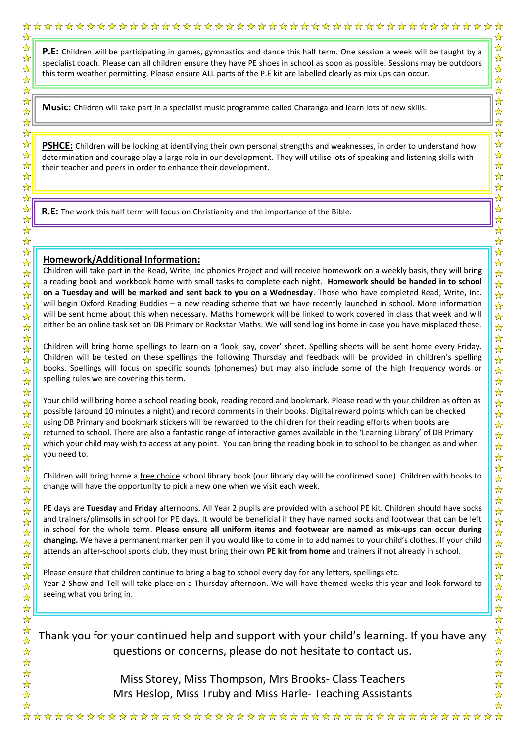**P.E:** Children will be participating in games, gymnastics and dance this half term. One session a week will be taught by a specialist coach. Please can all children ensure they have PE shoes in school as soon as possible. Sessions may be outdoors this term weather permitting. Please ensure ALL parts of the P.E kit are labelled clearly as mix ups can occur.

**Music:** Children will take part in a specialist music programme called Charanga and learn lots of new skills.

**PSHCE:** Children will be looking at identifying their own personal strengths and weaknesses, in order to understand how determination and courage play a large role in our development. They will utilise lots of speaking and listening skills with their teacher and peers in order to enhance their development.

**R.E:** The work this half term will focus on Christianity and the importance of the Bible.

## Homework/Additional Information:

Children will take part in the Read, Write, Inc phonics Project and will receive homework on a weekly basis, they will bring a reading book and workbook home with small tasks to complete each night. **Homework should be handed in to school on a Tuesday and will be marked and sent back to you on a Wednesday**. Those who have completed Read, Write, Inc. will begin Oxford Reading Buddies – a new reading scheme that we have recently launched in school. More information will be sent home about this when necessary. Maths homework will be linked to work covered in class that week and will either be an online task set on DB Primary or Rockstar Maths. We will send log ins home in case you have misplaced these.

Children will bring home spellings to learn on a 'look, say, cover' sheet. Spelling sheets will be sent home every Friday. Children will be tested on these spellings the following Thursday and feedback will be provided in children's spelling books. Spellings will focus on specific sounds (phonemes) but may also include some of the high frequency words or spelling rules we are covering this term.

Your child will bring home a school reading book, reading record and bookmark. Please read with your children as often as possible (around 10 minutes a night) and record comments in their books. Digital reward points which can be checked using DB Primary and bookmark stickers will be rewarded to the children for their reading efforts when books are returned to school. There are also a fantastic range of interactive games available in the 'Learning Library' of DB Primary which your child may wish to access at any point. You can bring the reading book in to school to be changed as and when you need to.

Children will bring home a free choice school library book (our library day will be confirmed soon). Children with books to change will have the opportunity to pick a new one when we visit each week.

PE days are **Tuesday** and **Friday** afternoons. All Year 2 pupils are provided with a school PE kit. Children should have socks and trainers/plimsolls in school for PE days. It would be beneficial if they have named socks and footwear that can be left in school for the whole term. **Please ensure all uniform items and footwear are named as mix-ups can occur during changing.** We have a permanent marker pen if you would like to come in to add names to your child's clothes. If your child attends an after-school sports club, they must bring their own **PE kit from home** and trainers if not already in school.

Please ensure that children continue to bring a bag to school every day for any letters, spellings etc.
Year 2 Show and Tell will take place on a Thursday afternoon. We will have themed weeks this year and look forward to seeing what you bring in.

Thank you for your continued help and support with your child's learning. If you have any questions or concerns, please do not hesitate to contact us.

Miss Storey, Miss Thompson, Mrs Brooks- Class Teachers
Mrs Heslop, Miss Truby and Miss Harle- Teaching Assistants